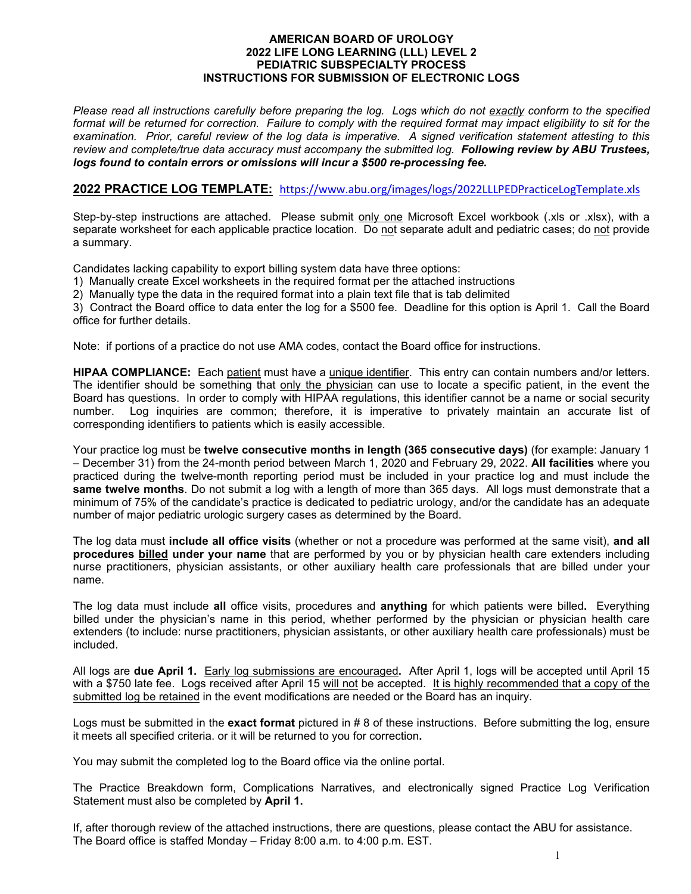# AMERICAN BOARD OF UROLOGY
## 2022 LIFE LONG LEARNING (LLL) LEVEL 2
## PEDIATRIC SUBSPECIALTY PROCESS
## INSTRUCTIONS FOR SUBMISSION OF ELECTRONIC LOGS

*Please read all instructions carefully before preparing the log. Logs which do not exactly conform to the specified format will be returned for correction. Failure to comply with the required format may impact eligibility to sit for the examination. Prior, careful review of the log data is imperative. A signed verification statement attesting to this review and complete/true data accuracy must accompany the submitted log.* ***Following review by ABU Trustees, logs found to contain errors or omissions will incur a $500 re-processing fee.***

## 2022 PRACTICE LOG TEMPLATE: https://www.abu.org/images/logs/2022LLLPEDPracticeLogTemplate.xls

Step-by-step instructions are attached. Please submit only one Microsoft Excel workbook (.xls or .xlsx), with a separate worksheet for each applicable practice location. Do not separate adult and pediatric cases; do not provide a summary.

Candidates lacking capability to export billing system data have three options:

1) Manually create Excel worksheets in the required format per the attached instructions
2) Manually type the data in the required format into a plain text file that is tab delimited
3) Contract the Board office to data enter the log for a $500 fee. Deadline for this option is April 1. Call the Board office for further details.

Note: if portions of a practice do not use AMA codes, contact the Board office for instructions.

**HIPAA COMPLIANCE:** Each patient must have a unique identifier. This entry can contain numbers and/or letters. The identifier should be something that only the physician can use to locate a specific patient, in the event the Board has questions. In order to comply with HIPAA regulations, this identifier cannot be a name or social security number. Log inquiries are common; therefore, it is imperative to privately maintain an accurate list of corresponding identifiers to patients which is easily accessible.

Your practice log must be **twelve consecutive months in length (365 consecutive days)** (for example: January 1 – December 31) from the 24-month period between March 1, 2020 and February 29, 2022. **All facilities** where you practiced during the twelve-month reporting period must be included in your practice log and must include the **same twelve months**. Do not submit a log with a length of more than 365 days. All logs must demonstrate that a minimum of 75% of the candidate's practice is dedicated to pediatric urology, and/or the candidate has an adequate number of major pediatric urologic surgery cases as determined by the Board.

The log data must **include all office visits** (whether or not a procedure was performed at the same visit), **and all procedures billed under your name** that are performed by you or by physician health care extenders including nurse practitioners, physician assistants, or other auxiliary health care professionals that are billed under your name.

The log data must include **all** office visits, procedures and **anything** for which patients were billed**.** Everything billed under the physician's name in this period, whether performed by the physician or physician health care extenders (to include: nurse practitioners, physician assistants, or other auxiliary health care professionals) must be included.

All logs are **due April 1.** Early log submissions are encouraged**.** After April 1, logs will be accepted until April 15 with a $750 late fee. Logs received after April 15 will not be accepted. It is highly recommended that a copy of the submitted log be retained in the event modifications are needed or the Board has an inquiry.

Logs must be submitted in the **exact format** pictured in # 8 of these instructions. Before submitting the log, ensure it meets all specified criteria. or it will be returned to you for correction**.**

You may submit the completed log to the Board office via the online portal.

The Practice Breakdown form, Complications Narratives, and electronically signed Practice Log Verification Statement must also be completed by **April 1.**

If, after thorough review of the attached instructions, there are questions, please contact the ABU for assistance.
The Board office is staffed Monday – Friday 8:00 a.m. to 4:00 p.m. EST.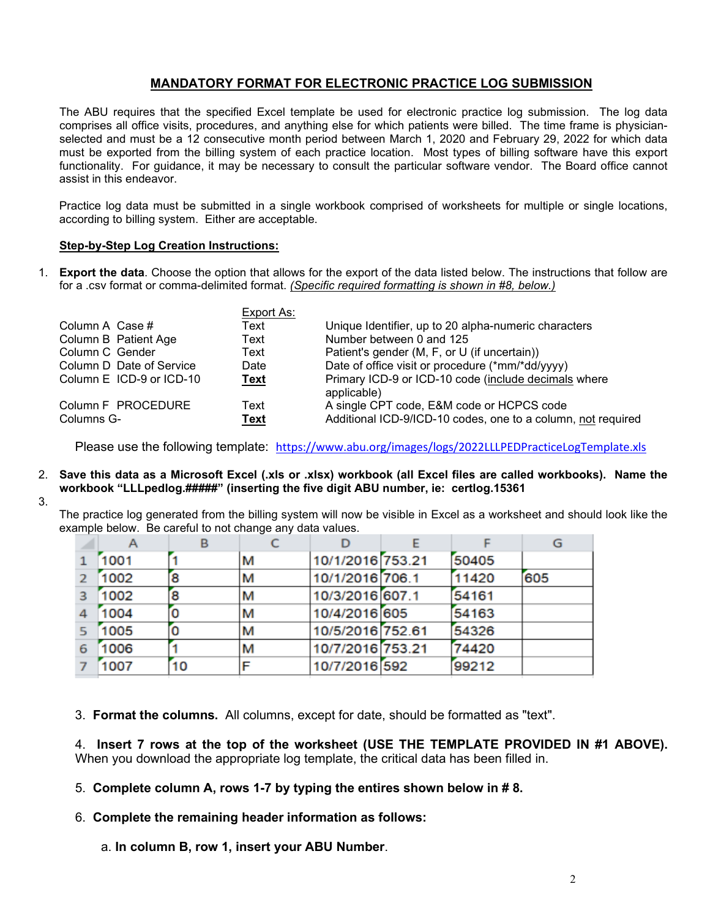## MANDATORY FORMAT FOR ELECTRONIC PRACTICE LOG SUBMISSION

The ABU requires that the specified Excel template be used for electronic practice log submission. The log data comprises all office visits, procedures, and anything else for which patients were billed. The time frame is physician-selected and must be a 12 consecutive month period between March 1, 2020 and February 29, 2022 for which data must be exported from the billing system of each practice location. Most types of billing software have this export functionality. For guidance, it may be necessary to consult the particular software vendor. The Board office cannot assist in this endeavor.

Practice log data must be submitted in a single workbook comprised of worksheets for multiple or single locations, according to billing system. Either are acceptable.

**Step-by-Step Log Creation Instructions:**

1. **Export the data**. Choose the option that allows for the export of the data listed below. The instructions that follow are for a .csv format or comma-delimited format. *(Specific required formatting is shown in #8, below.)*

| | Export As: | |
|---|---|---|
| Column A Case # | Text | Unique Identifier, up to 20 alpha-numeric characters |
| Column B Patient Age | Text | Number between 0 and 125 |
| Column C Gender | Text | Patient's gender (M, F, or U (if uncertain)) |
| Column D Date of Service | Date | Date of office visit or procedure (*mm/*dd/yyyy) |
| Column E ICD-9 or ICD-10 | **Text** | Primary ICD-9 or ICD-10 code (include decimals where applicable) |
| Column F PROCEDURE | Text | A single CPT code, E&M code or HCPCS code |
| Columns G- | **Text** | Additional ICD-9/ICD-10 codes, one to a column, not required |

Please use the following template: https://www.abu.org/images/logs/2022LLLPEDPracticeLogTemplate.xls

2. **Save this data as a Microsoft Excel (.xls or .xlsx) workbook (all Excel files are called workbooks). Name the workbook "LLLpedlog.#####" (inserting the five digit ABU number, ie: certlog.15361**

3. The practice log generated from the billing system will now be visible in Excel as a worksheet and should look like the example below. Be careful to not change any data values.

| | A | B | C | D | E | F | G |
|---|---|---|---|---|---|---|---|
| 1 | 1001 | 1 | M | 10/1/2016 | 753.21 | 50405 | |
| 2 | 1002 | 8 | M | 10/1/2016 | 706.1 | 11420 | 605 |
| 3 | 1002 | 8 | M | 10/3/2016 | 607.1 | 54161 | |
| 4 | 1004 | 0 | M | 10/4/2016 | 605 | 54163 | |
| 5 | 1005 | 0 | M | 10/5/2016 | 752.61 | 54326 | |
| 6 | 1006 | 1 | M | 10/7/2016 | 753.21 | 74420 | |
| 7 | 1007 | 10 | F | 10/7/2016 | 592 | 99212 | |

3. **Format the columns.** All columns, except for date, should be formatted as "text".

4. **Insert 7 rows at the top of the worksheet (USE THE TEMPLATE PROVIDED IN #1 ABOVE).** When you download the appropriate log template, the critical data has been filled in.

5. **Complete column A, rows 1-7 by typing the entires shown below in # 8.**

6. **Complete the remaining header information as follows:**

   a. **In column B, row 1, insert your ABU Number**.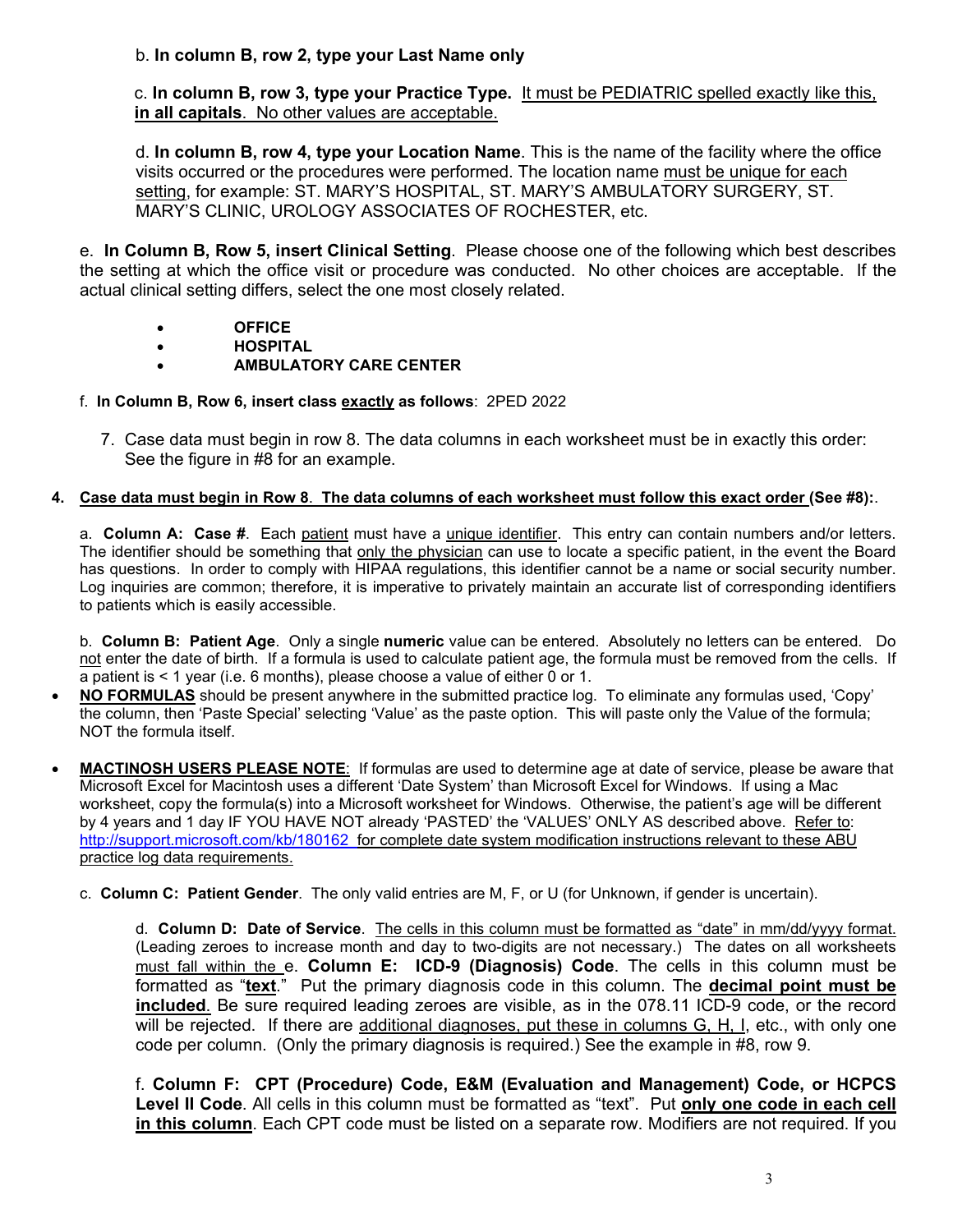b. **In column B, row 2, type your Last Name only**

c. **In column B, row 3, type your Practice Type.** <u>It must be PEDIATRIC spelled exactly like this, **in all capitals**. No other values are acceptable.</u>

d. **In column B, row 4, type your Location Name**. This is the name of the facility where the office visits occurred or the procedures were performed. The location name <u>must be unique for each setting</u>, for example: ST. MARY'S HOSPITAL, ST. MARY'S AMBULATORY SURGERY, ST. MARY'S CLINIC, UROLOGY ASSOCIATES OF ROCHESTER, etc.

e. **In Column B, Row 5, insert Clinical Setting**. Please choose one of the following which best describes the setting at which the office visit or procedure was conducted. No other choices are acceptable. If the actual clinical setting differs, select the one most closely related.

- **OFFICE**
- **HOSPITAL**
- **AMBULATORY CARE CENTER**

f. **In Column B, Row 6, insert class <u>exactly</u> as follows**: 2PED 2022

7. Case data must begin in row 8. The data columns in each worksheet must be in exactly this order: See the figure in #8 for an example.

**4. <u>Case data must begin in Row 8. The data columns of each worksheet must follow this exact order</u> (See #8):**.

a. **Column A: Case #**. Each <u>patient</u> must have a <u>unique identifier</u>. This entry can contain numbers and/or letters. The identifier should be something that <u>only the physician</u> can use to locate a specific patient, in the event the Board has questions. In order to comply with HIPAA regulations, this identifier cannot be a name or social security number. Log inquiries are common; therefore, it is imperative to privately maintain an accurate list of corresponding identifiers to patients which is easily accessible.

b. **Column B: Patient Age**. Only a single **numeric** value can be entered. Absolutely no letters can be entered. Do <u>not</u> enter the date of birth. If a formula is used to calculate patient age, the formula must be removed from the cells. If a patient is < 1 year (i.e. 6 months), please choose a value of either 0 or 1.

- **<u>NO FORMULAS</u>** should be present anywhere in the submitted practice log. To eliminate any formulas used, 'Copy' the column, then 'Paste Special' selecting 'Value' as the paste option. This will paste only the Value of the formula; NOT the formula itself.

- **<u>MACTINOSH USERS PLEASE NOTE</u>**: If formulas are used to determine age at date of service, please be aware that Microsoft Excel for Macintosh uses a different 'Date System' than Microsoft Excel for Windows. If using a Mac worksheet, copy the formula(s) into a Microsoft worksheet for Windows. Otherwise, the patient's age will be different by 4 years and 1 day IF YOU HAVE NOT already 'PASTED' the 'VALUES' ONLY AS described above. <u>Refer to</u>: <u>http://support.microsoft.com/kb/180162 for complete date system modification instructions relevant to these ABU practice log data requirements.</u>

c. **Column C: Patient Gender**. The only valid entries are M, F, or U (for Unknown, if gender is uncertain).

d. **Column D: Date of Service**. <u>The cells in this column must be formatted as "date" in mm/dd/yyyy format.</u> (Leading zeroes to increase month and day to two-digits are not necessary.) The dates on all worksheets <u>must fall within the</u> e. **Column E: ICD-9 (Diagnosis) Code**. The cells in this column must be formatted as "**<u>text</u>**." Put the primary diagnosis code in this column. The **<u>decimal point must be included</u>**. Be sure required leading zeroes are visible, as in the 078.11 ICD-9 code, or the record will be rejected. If there are <u>additional diagnoses, put these in columns G, H, I</u>, etc., with only one code per column. (Only the primary diagnosis is required.) See the example in #8, row 9.

f. **Column F: CPT (Procedure) Code, E&M (Evaluation and Management) Code, or HCPCS Level II Code**. All cells in this column must be formatted as "text". Put **<u>only one code in each cell in this column</u>**. Each CPT code must be listed on a separate row. Modifiers are not required. If you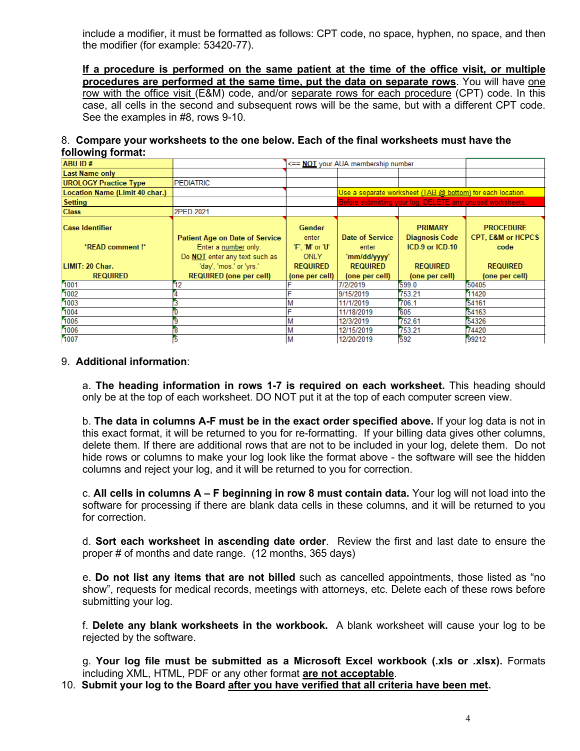include a modifier, it must be formatted as follows: CPT code, no space, hyphen, no space, and then the modifier (for example: 53420-77).

**If a procedure is performed on the same patient at the time of the office visit, or multiple procedures are performed at the same time, put the data on separate rows**. You will have one row with the office visit (E&M) code, and/or separate rows for each procedure (CPT) code. In this case, all cells in the second and subsequent rows will be the same, but with a different CPT code. See the examples in #8, rows 9-10.

8. **Compare your worksheets to the one below. Each of the final worksheets must have the following format:**

| | | | | | |
|---|---|---|---|---|---|
| **ABU ID #** | | <== NOT your AUA membership number | | | |
| **Last Name only** | | | | | |
| **UROLOGY Practice Type** | PEDIATRIC | | | | |
| **Location Name (Limit 40 char.)** | | | Use a separate worksheet (TAB @ bottom) for each location. | | |
| **Setting** | | | Before submitting your log, DELETE any unused worksheets. | | |
| **Class** | 2PED 2021 | | | | |
| **Case Identifier** *READ comment !* LIMIT: 20 Char. REQUIRED | **Patient Age on Date of Service** Enter a number only. Do NOT enter any text such as 'day', 'mos.' or 'yrs.' REQUIRED (one per cell) | **Gender** enter 'F', 'M' or 'U' ONLY REQUIRED (one per cell) | **Date of Service** enter 'mm/dd/yyyy' REQUIRED (one per cell) | **PRIMARY Diagnosis Code ICD-9 or ICD-10** REQUIRED (one per cell) | **PROCEDURE CPT, E&M or HCPCS code** REQUIRED (one per cell) |
| 1001 | 12 | F | 7/2/2019 | 599.0 | 50405 |
| 1002 | 4 | F | 9/15/2019 | 753.21 | 11420 |
| 1003 | 3 | M | 11/1/2019 | 706.1 | 54161 |
| 1004 | 0 | F | 11/18/2019 | 605 | 54163 |
| 1005 | 9 | M | 12/3/2019 | 752.61 | 54326 |
| 1006 | 8 | M | 12/15/2019 | 753.21 | 74420 |
| 1007 | 5 | M | 12/20/2019 | 592 | 99212 |

9. **Additional information**:

   a. **The heading information in rows 1-7 is required on each worksheet.** This heading should only be at the top of each worksheet. DO NOT put it at the top of each computer screen view.

   b. **The data in columns A-F must be in the exact order specified above.** If your log data is not in this exact format, it will be returned to you for re-formatting. If your billing data gives other columns, delete them. If there are additional rows that are not to be included in your log, delete them. Do not hide rows or columns to make your log look like the format above - the software will see the hidden columns and reject your log, and it will be returned to you for correction.

   c. **All cells in columns A – F beginning in row 8 must contain data.** Your log will not load into the software for processing if there are blank data cells in these columns, and it will be returned to you for correction.

   d. **Sort each worksheet in ascending date order**. Review the first and last date to ensure the proper # of months and date range. (12 months, 365 days)

   e. **Do not list any items that are not billed** such as cancelled appointments, those listed as "no show", requests for medical records, meetings with attorneys, etc. Delete each of these rows before submitting your log.

   f. **Delete any blank worksheets in the workbook.** A blank worksheet will cause your log to be rejected by the software.

   g. **Your log file must be submitted as a Microsoft Excel workbook (.xls or .xlsx).** Formats including XML, HTML, PDF or any other format **are not acceptable**.

10. **Submit your log to the Board after you have verified that all criteria have been met.**